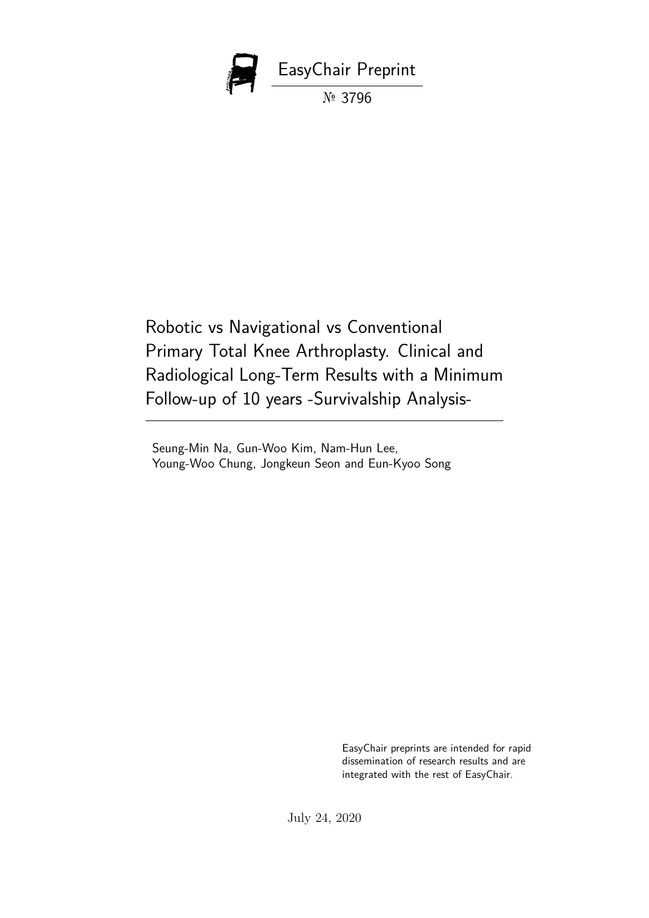EasyChair Preprint

№ 3796

# Robotic vs Navigational vs Conventional Primary Total Knee Arthroplasty. Clinical and Radiological Long-Term Results with a Minimum Follow-up of 10 years -Survivalship Analysis-

Seung-Min Na, Gun-Woo Kim, Nam-Hun Lee, Young-Woo Chung, Jongkeun Seon and Eun-Kyoo Song

EasyChair preprints are intended for rapid dissemination of research results and are integrated with the rest of EasyChair.

July 24, 2020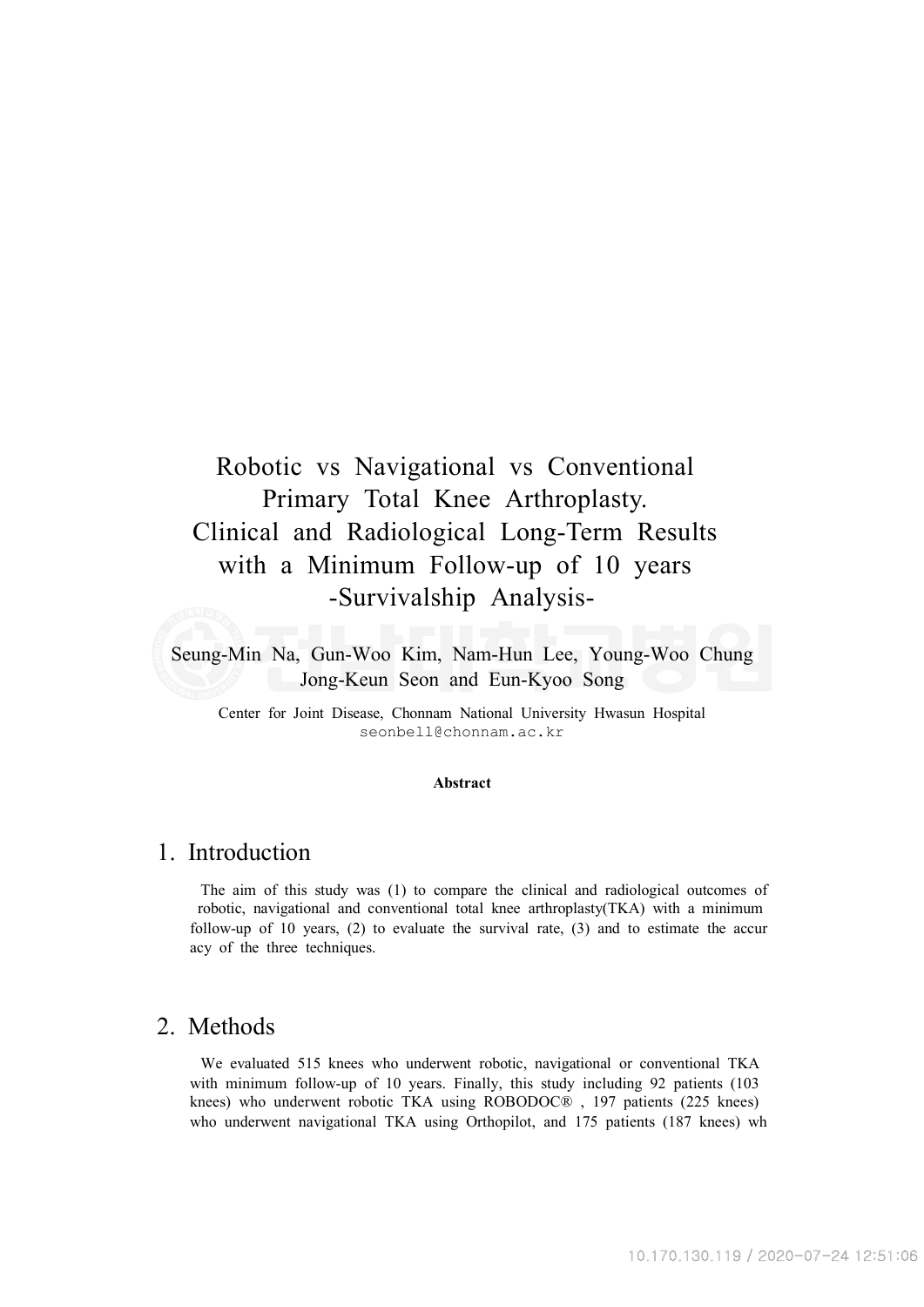# Robotic vs Navigational vs Conventional Primary Total Knee Arthroplasty. Clinical and Radiological Long-Term Results with a Minimum Follow-up of 10 years -Survivalship Analysis-

Seung-Min Na, Gun-Woo Kim, Nam-Hun Lee, Young-Woo Chung Jong-Keun Seon and Eun-Kyoo Song

Center for Joint Disease, Chonnam National University Hwasun Hospital
seonbell@chonnam.ac.kr

**Abstract**

## 1. Introduction

The aim of this study was (1) to compare the clinical and radiological outcomes of robotic, navigational and conventional total knee arthroplasty(TKA) with a minimum follow-up of 10 years, (2) to evaluate the survival rate, (3) and to estimate the accur acy of the three techniques.

## 2. Methods

We evaluated 515 knees who underwent robotic, navigational or conventional TKA with minimum follow-up of 10 years. Finally, this study including 92 patients (103 knees) who underwent robotic TKA using ROBODOC® , 197 patients (225 knees) who underwent navigational TKA using Orthopilot, and 175 patients (187 knees) wh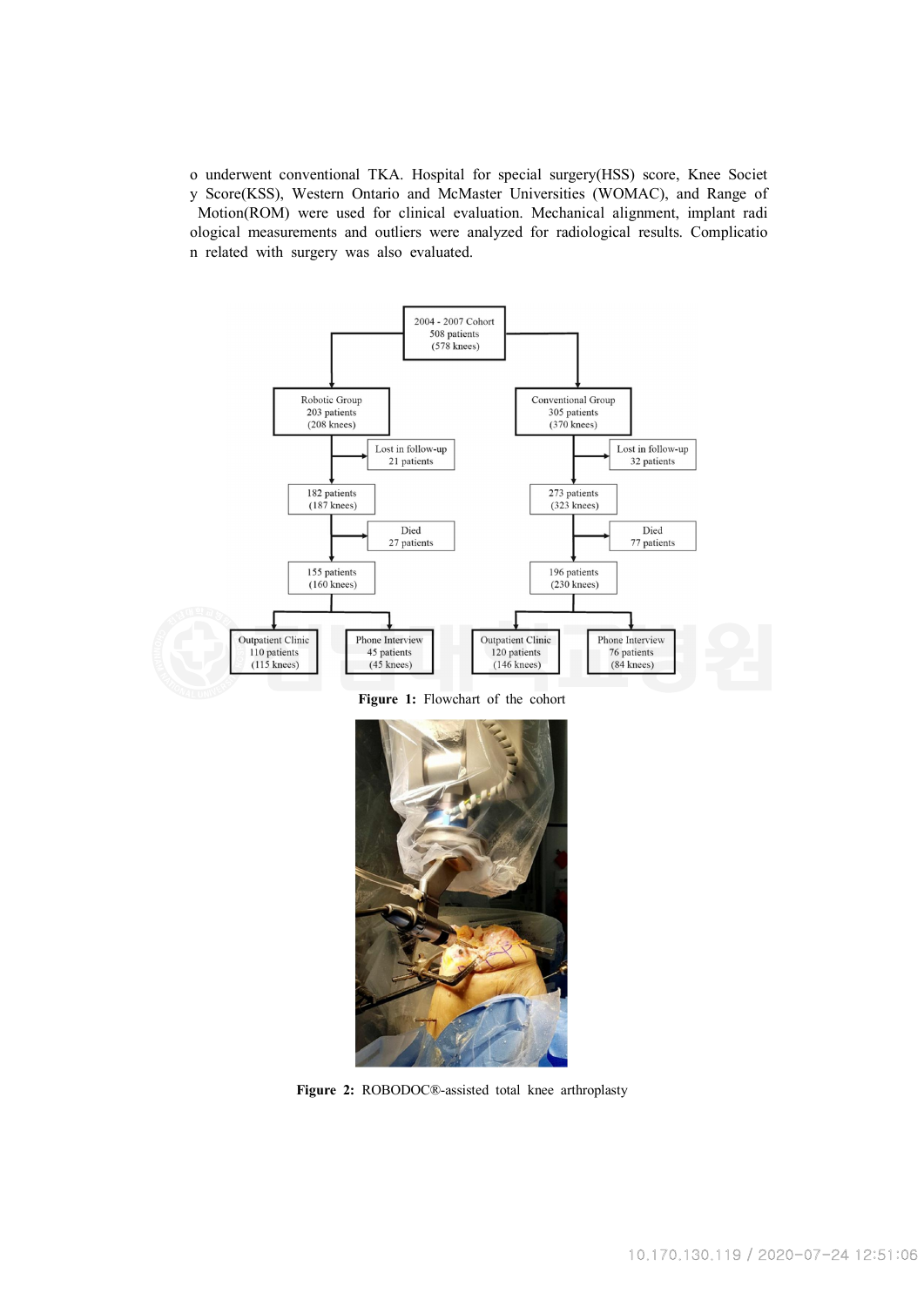o underwent conventional TKA. Hospital for special surgery(HSS) score, Knee Society Score(KSS), Western Ontario and McMaster Universities (WOMAC), and Range of Motion(ROM) were used for clinical evaluation. Mechanical alignment, implant radiological measurements and outliers were analyzed for radiological results. Complication related with surgery was also evaluated.

**Figure 1:** Flowchart of the cohort

**Figure 2:** ROBODOC®-assisted total knee arthroplasty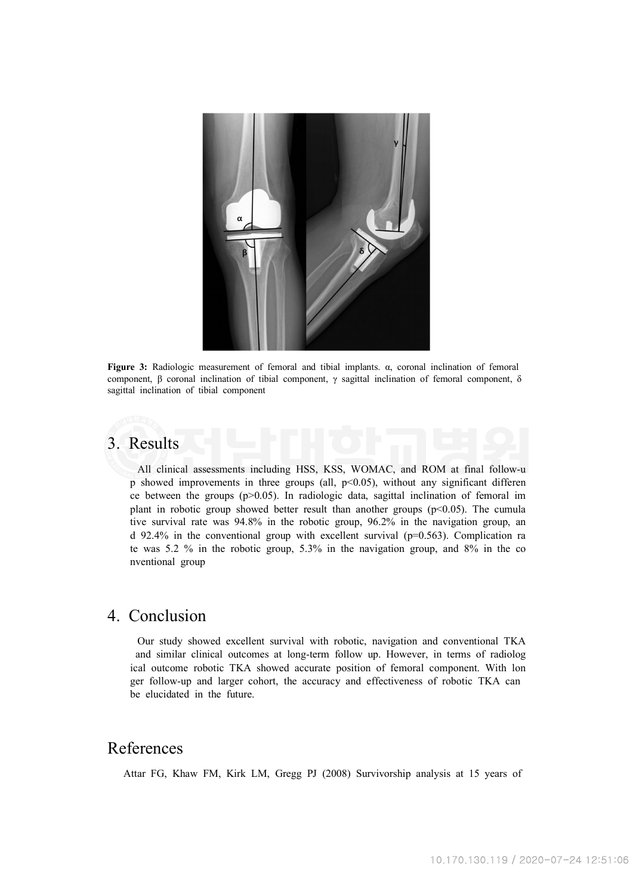**Figure 3:** Radiologic measurement of femoral and tibial implants. α, coronal inclination of femoral component, β coronal inclination of tibial component, γ sagittal inclination of femoral component, δ sagittal inclination of tibial component

## 3. Results

All clinical assessments including HSS, KSS, WOMAC, and ROM at final follow-up showed improvements in three groups (all, $p<0.05$), without any significant difference between the groups ($p>0.05$). In radiologic data, sagittal inclination of femoral implant in robotic group showed better result than another groups ($p<0.05$). The cumulative survival rate was 94.8% in the robotic group, 96.2% in the navigation group, and 92.4% in the conventional group with excellent survival ($p=0.563$). Complication rate was 5.2 % in the robotic group, 5.3% in the navigation group, and 8% in the conventional group

## 4. Conclusion

Our study showed excellent survival with robotic, navigation and conventional TKA and similar clinical outcomes at long-term follow up. However, in terms of radiological outcome robotic TKA showed accurate position of femoral component. With longer follow-up and larger cohort, the accuracy and effectiveness of robotic TKA can be elucidated in the future.

## References

Attar FG, Khaw FM, Kirk LM, Gregg PJ (2008) Survivorship analysis at 15 years of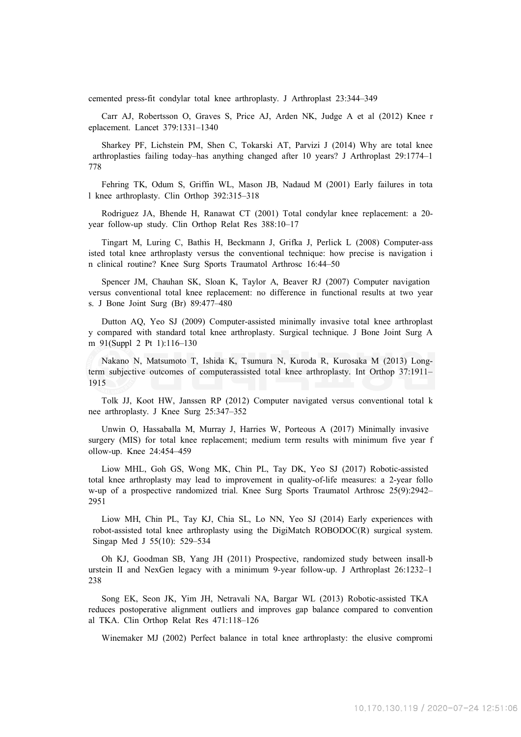cemented press-fit condylar total knee arthroplasty. J Arthroplast 23:344–349

Carr AJ, Robertsson O, Graves S, Price AJ, Arden NK, Judge A et al (2012) Knee r eplacement. Lancet 379:1331–1340

Sharkey PF, Lichstein PM, Shen C, Tokarski AT, Parvizi J (2014) Why are total knee arthroplasties failing today–has anything changed after 10 years? J Arthroplast 29:1774–1 778

Fehring TK, Odum S, Griffin WL, Mason JB, Nadaud M (2001) Early failures in tota l knee arthroplasty. Clin Orthop 392:315–318

Rodriguez JA, Bhende H, Ranawat CT (2001) Total condylar knee replacement: a 20- year follow-up study. Clin Orthop Relat Res 388:10–17

Tingart M, Luring C, Bathis H, Beckmann J, Grifka J, Perlick L (2008) Computer-ass isted total knee arthroplasty versus the conventional technique: how precise is navigation i n clinical routine? Knee Surg Sports Traumatol Arthrosc 16:44–50

Spencer JM, Chauhan SK, Sloan K, Taylor A, Beaver RJ (2007) Computer navigation versus conventional total knee replacement: no difference in functional results at two year s. J Bone Joint Surg (Br) 89:477–480

Dutton AQ, Yeo SJ (2009) Computer-assisted minimally invasive total knee arthroplast y compared with standard total knee arthroplasty. Surgical technique. J Bone Joint Surg A m 91(Suppl 2 Pt 1):116–130

Nakano N, Matsumoto T, Ishida K, Tsumura N, Kuroda R, Kurosaka M (2013) Long- term subjective outcomes of computerassisted total knee arthroplasty. Int Orthop 37:1911– 1915

Tolk JJ, Koot HW, Janssen RP (2012) Computer navigated versus conventional total k nee arthroplasty. J Knee Surg 25:347–352

Unwin O, Hassaballa M, Murray J, Harries W, Porteous A (2017) Minimally invasive surgery (MIS) for total knee replacement; medium term results with minimum five year f ollow-up. Knee 24:454–459

Liow MHL, Goh GS, Wong MK, Chin PL, Tay DK, Yeo SJ (2017) Robotic-assisted total knee arthroplasty may lead to improvement in quality-of-life measures: a 2-year follo w-up of a prospective randomized trial. Knee Surg Sports Traumatol Arthrosc 25(9):2942– 2951

Liow MH, Chin PL, Tay KJ, Chia SL, Lo NN, Yeo SJ (2014) Early experiences with robot-assisted total knee arthroplasty using the DigiMatch ROBODOC(R) surgical system. Singap Med J 55(10): 529–534

Oh KJ, Goodman SB, Yang JH (2011) Prospective, randomized study between insall-b urstein II and NexGen legacy with a minimum 9-year follow-up. J Arthroplast 26:1232–1 238

Song EK, Seon JK, Yim JH, Netravali NA, Bargar WL (2013) Robotic-assisted TKA reduces postoperative alignment outliers and improves gap balance compared to convention al TKA. Clin Orthop Relat Res 471:118–126

Winemaker MJ (2002) Perfect balance in total knee arthroplasty: the elusive compromi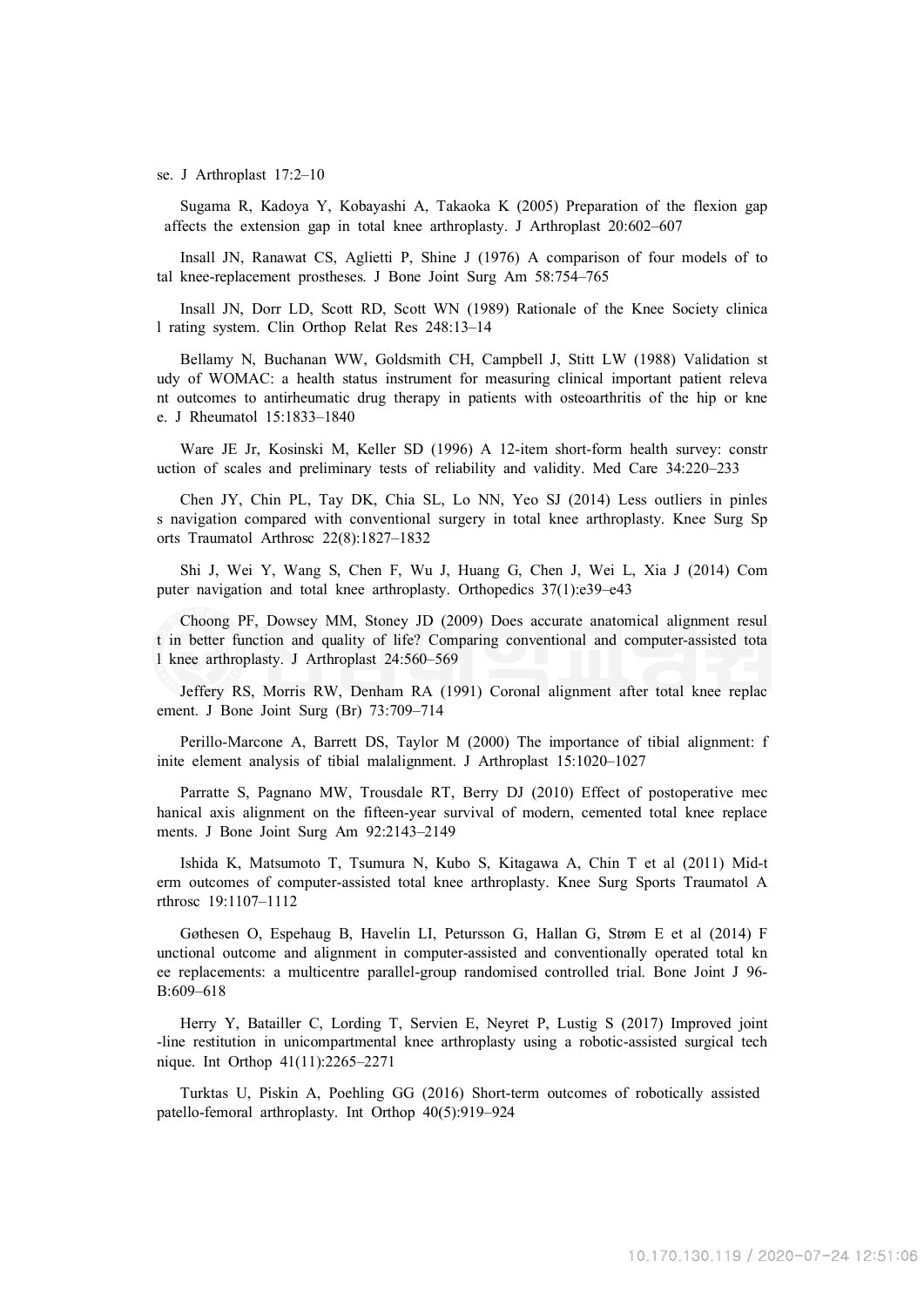se. J Arthroplast 17:2–10

Sugama R, Kadoya Y, Kobayashi A, Takaoka K (2005) Preparation of the flexion gap affects the extension gap in total knee arthroplasty. J Arthroplast 20:602–607

Insall JN, Ranawat CS, Aglietti P, Shine J (1976) A comparison of four models of total knee-replacement prostheses. J Bone Joint Surg Am 58:754–765

Insall JN, Dorr LD, Scott RD, Scott WN (1989) Rationale of the Knee Society clinical rating system. Clin Orthop Relat Res 248:13–14

Bellamy N, Buchanan WW, Goldsmith CH, Campbell J, Stitt LW (1988) Validation study of WOMAC: a health status instrument for measuring clinical important patient relevant outcomes to antirheumatic drug therapy in patients with osteoarthritis of the hip or knee. J Rheumatol 15:1833–1840

Ware JE Jr, Kosinski M, Keller SD (1996) A 12-item short-form health survey: construction of scales and preliminary tests of reliability and validity. Med Care 34:220–233

Chen JY, Chin PL, Tay DK, Chia SL, Lo NN, Yeo SJ (2014) Less outliers in pinless navigation compared with conventional surgery in total knee arthroplasty. Knee Surg Sports Traumatol Arthrosc 22(8):1827–1832

Shi J, Wei Y, Wang S, Chen F, Wu J, Huang G, Chen J, Wei L, Xia J (2014) Computer navigation and total knee arthroplasty. Orthopedics 37(1):e39–e43

Choong PF, Dowsey MM, Stoney JD (2009) Does accurate anatomical alignment result in better function and quality of life? Comparing conventional and computer-assisted total knee arthroplasty. J Arthroplast 24:560–569

Jeffery RS, Morris RW, Denham RA (1991) Coronal alignment after total knee replacement. J Bone Joint Surg (Br) 73:709–714

Perillo-Marcone A, Barrett DS, Taylor M (2000) The importance of tibial alignment: finite element analysis of tibial malalignment. J Arthroplast 15:1020–1027

Parratte S, Pagnano MW, Trousdale RT, Berry DJ (2010) Effect of postoperative mechanical axis alignment on the fifteen-year survival of modern, cemented total knee replacements. J Bone Joint Surg Am 92:2143–2149

Ishida K, Matsumoto T, Tsumura N, Kubo S, Kitagawa A, Chin T et al (2011) Mid-term outcomes of computer-assisted total knee arthroplasty. Knee Surg Sports Traumatol Arthrosc 19:1107–1112

Gøthesen O, Espehaug B, Havelin LI, Petursson G, Hallan G, Strøm E et al (2014) Functional outcome and alignment in computer-assisted and conventionally operated total knee replacements: a multicentre parallel-group randomised controlled trial. Bone Joint J 96-B:609–618

Herry Y, Batailler C, Lording T, Servien E, Neyret P, Lustig S (2017) Improved joint-line restitution in unicompartmental knee arthroplasty using a robotic-assisted surgical technique. Int Orthop 41(11):2265–2271

Turktas U, Piskin A, Poehling GG (2016) Short-term outcomes of robotically assisted patello-femoral arthroplasty. Int Orthop 40(5):919–924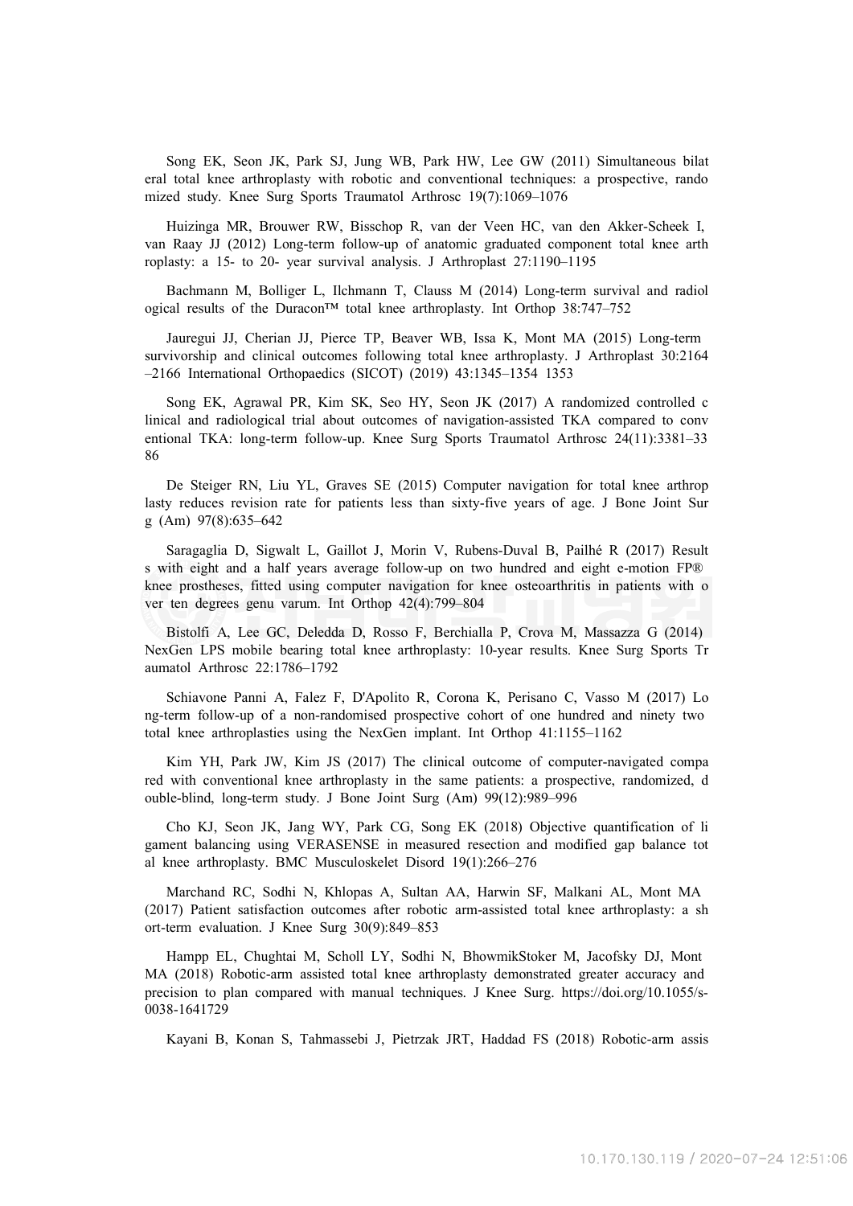Song EK, Seon JK, Park SJ, Jung WB, Park HW, Lee GW (2011) Simultaneous bilateral total knee arthroplasty with robotic and conventional techniques: a prospective, randomized study. Knee Surg Sports Traumatol Arthrosc 19(7):1069–1076

Huizinga MR, Brouwer RW, Bisschop R, van der Veen HC, van den Akker-Scheek I, van Raay JJ (2012) Long-term follow-up of anatomic graduated component total knee arthroplasty: a 15- to 20- year survival analysis. J Arthroplast 27:1190–1195

Bachmann M, Bolliger L, Ilchmann T, Clauss M (2014) Long-term survival and radiological results of the Duracon™ total knee arthroplasty. Int Orthop 38:747–752

Jauregui JJ, Cherian JJ, Pierce TP, Beaver WB, Issa K, Mont MA (2015) Long-term survivorship and clinical outcomes following total knee arthroplasty. J Arthroplast 30:2164–2166 International Orthopaedics (SICOT) (2019) 43:1345–1354 1353

Song EK, Agrawal PR, Kim SK, Seo HY, Seon JK (2017) A randomized controlled clinical and radiological trial about outcomes of navigation-assisted TKA compared to conventional TKA: long-term follow-up. Knee Surg Sports Traumatol Arthrosc 24(11):3381–3386

De Steiger RN, Liu YL, Graves SE (2015) Computer navigation for total knee arthroplasty reduces revision rate for patients less than sixty-five years of age. J Bone Joint Surg (Am) 97(8):635–642

Saragaglia D, Sigwalt L, Gaillot J, Morin V, Rubens-Duval B, Pailhé R (2017) Results with eight and a half years average follow-up on two hundred and eight e-motion FP® knee prostheses, fitted using computer navigation for knee osteoarthritis in patients with over ten degrees genu varum. Int Orthop 42(4):799–804

Bistolfi A, Lee GC, Deledda D, Rosso F, Berchialla P, Crova M, Massazza G (2014) NexGen LPS mobile bearing total knee arthroplasty: 10-year results. Knee Surg Sports Traumatol Arthrosc 22:1786–1792

Schiavone Panni A, Falez F, D'Apolito R, Corona K, Perisano C, Vasso M (2017) Long-term follow-up of a non-randomised prospective cohort of one hundred and ninety two total knee arthroplasties using the NexGen implant. Int Orthop 41:1155–1162

Kim YH, Park JW, Kim JS (2017) The clinical outcome of computer-navigated compared with conventional knee arthroplasty in the same patients: a prospective, randomized, double-blind, long-term study. J Bone Joint Surg (Am) 99(12):989–996

Cho KJ, Seon JK, Jang WY, Park CG, Song EK (2018) Objective quantification of ligament balancing using VERASENSE in measured resection and modified gap balance total knee arthroplasty. BMC Musculoskelet Disord 19(1):266–276

Marchand RC, Sodhi N, Khlopas A, Sultan AA, Harwin SF, Malkani AL, Mont MA (2017) Patient satisfaction outcomes after robotic arm-assisted total knee arthroplasty: a short-term evaluation. J Knee Surg 30(9):849–853

Hampp EL, Chughtai M, Scholl LY, Sodhi N, BhowmikStoker M, Jacofsky DJ, Mont MA (2018) Robotic-arm assisted total knee arthroplasty demonstrated greater accuracy and precision to plan compared with manual techniques. J Knee Surg. https://doi.org/10.1055/s-0038-1641729

Kayani B, Konan S, Tahmassebi J, Pietrzak JRT, Haddad FS (2018) Robotic-arm assis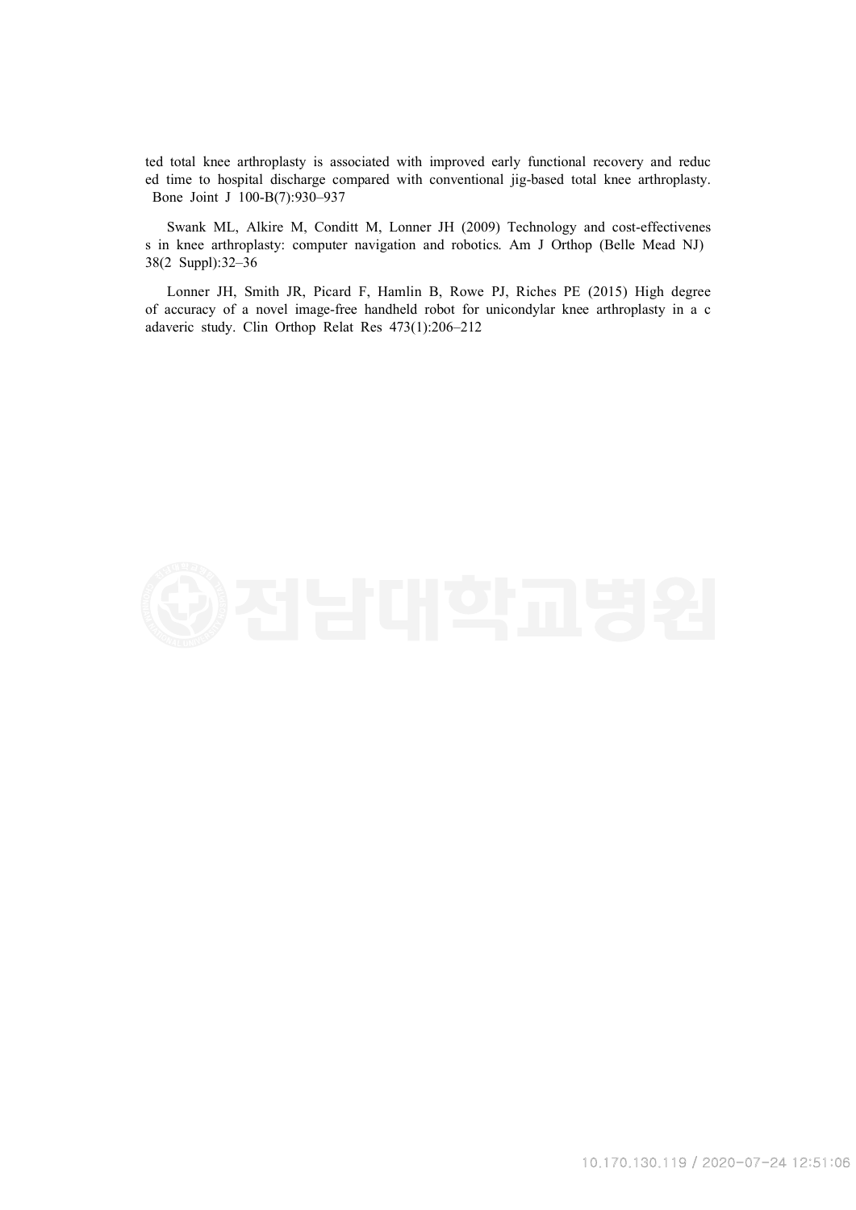ted total knee arthroplasty is associated with improved early functional recovery and reduced time to hospital discharge compared with conventional jig-based total knee arthroplasty. Bone Joint J 100-B(7):930–937

Swank ML, Alkire M, Conditt M, Lonner JH (2009) Technology and cost-effectiveness in knee arthroplasty: computer navigation and robotics. Am J Orthop (Belle Mead NJ) 38(2 Suppl):32–36

Lonner JH, Smith JR, Picard F, Hamlin B, Rowe PJ, Riches PE (2015) High degree of accuracy of a novel image-free handheld robot for unicondylar knee arthroplasty in a cadaveric study. Clin Orthop Relat Res 473(1):206–212